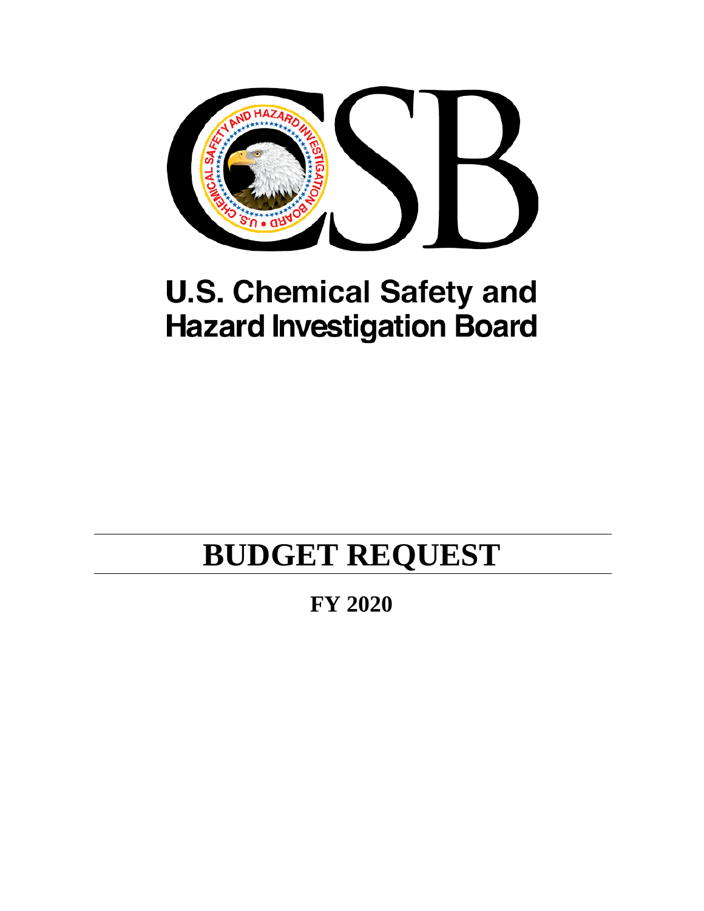# U.S. Chemical Safety and Hazard Investigation Board

# BUDGET REQUEST

## FY 2020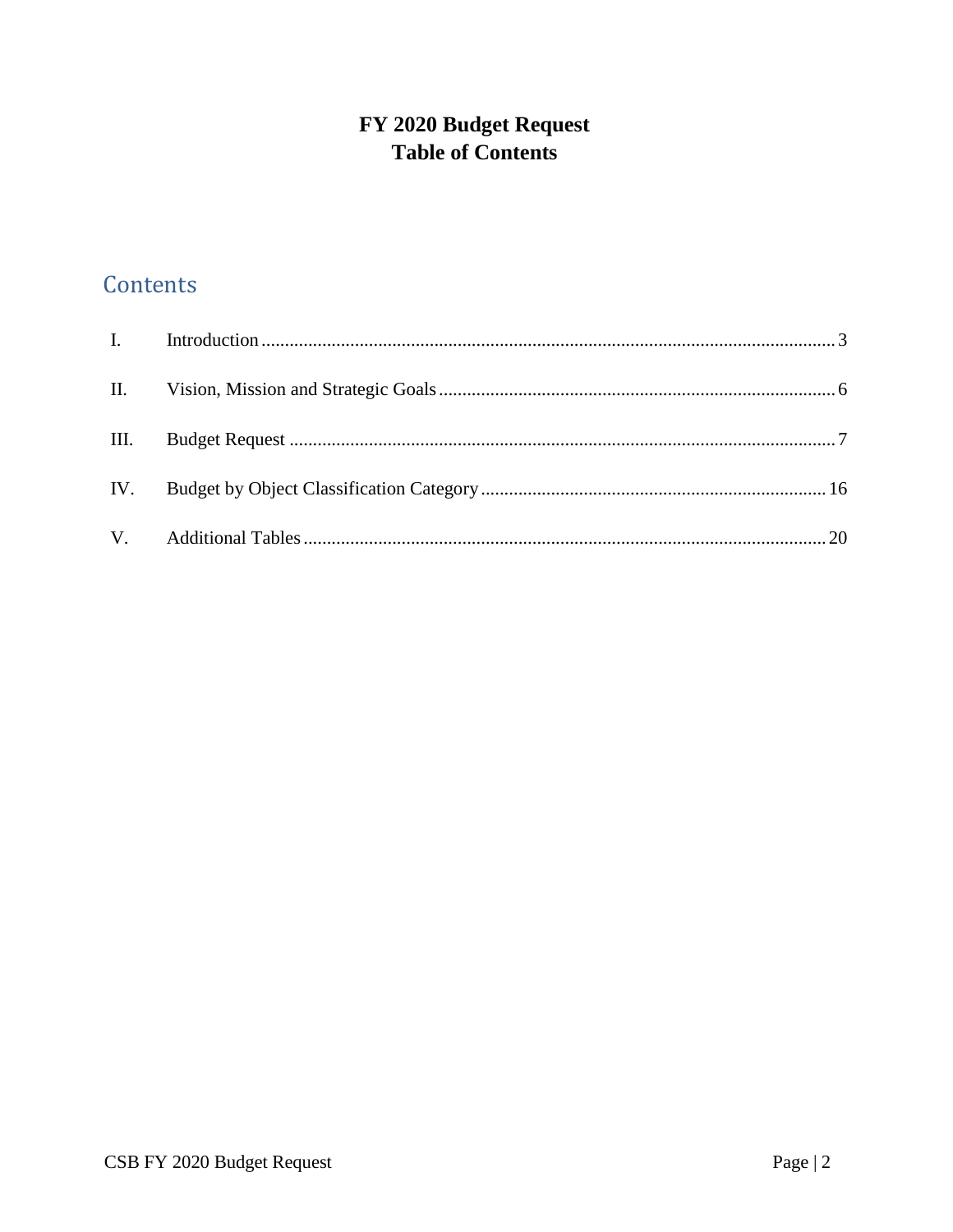# FY 2020 Budget Request
# Table of Contents

## Contents

| | | |
|---|---|---|
| I. | Introduction | 3 |
| II. | Vision, Mission and Strategic Goals | 6 |
| III. | Budget Request | 7 |
| IV. | Budget by Object Classification Category | 16 |
| V. | Additional Tables | 20 |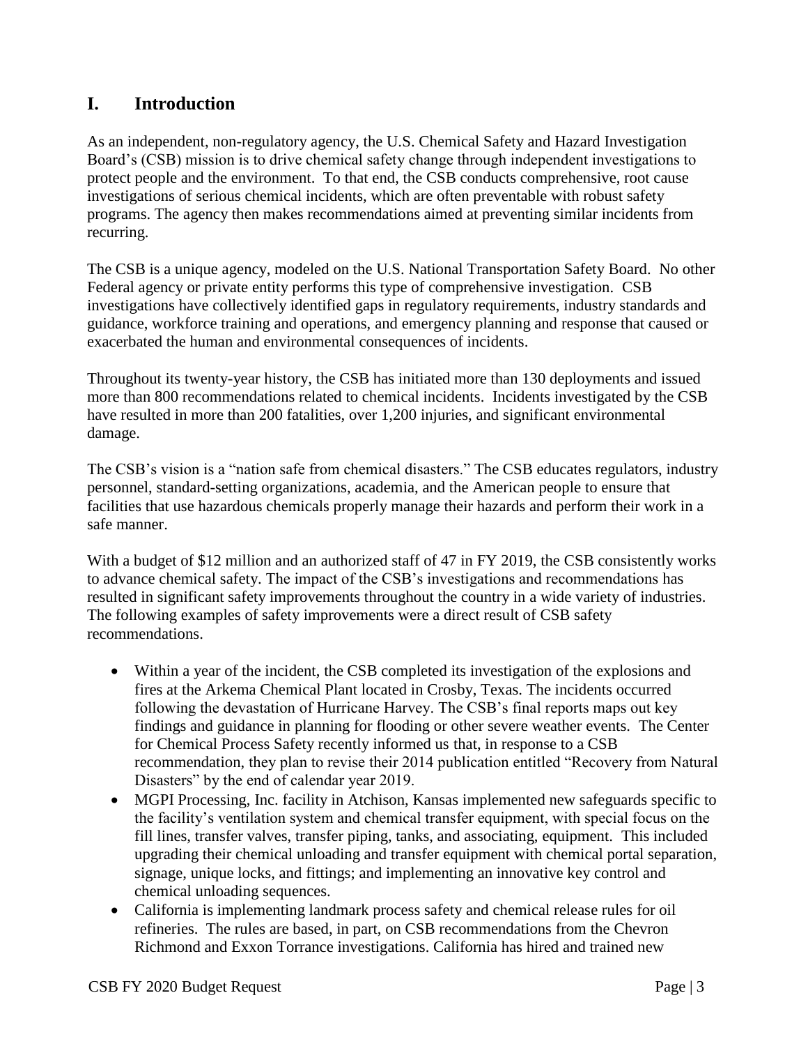## I. Introduction

As an independent, non-regulatory agency, the U.S. Chemical Safety and Hazard Investigation Board's (CSB) mission is to drive chemical safety change through independent investigations to protect people and the environment. To that end, the CSB conducts comprehensive, root cause investigations of serious chemical incidents, which are often preventable with robust safety programs. The agency then makes recommendations aimed at preventing similar incidents from recurring.

The CSB is a unique agency, modeled on the U.S. National Transportation Safety Board. No other Federal agency or private entity performs this type of comprehensive investigation. CSB investigations have collectively identified gaps in regulatory requirements, industry standards and guidance, workforce training and operations, and emergency planning and response that caused or exacerbated the human and environmental consequences of incidents.

Throughout its twenty-year history, the CSB has initiated more than 130 deployments and issued more than 800 recommendations related to chemical incidents. Incidents investigated by the CSB have resulted in more than 200 fatalities, over 1,200 injuries, and significant environmental damage.

The CSB's vision is a "nation safe from chemical disasters." The CSB educates regulators, industry personnel, standard-setting organizations, academia, and the American people to ensure that facilities that use hazardous chemicals properly manage their hazards and perform their work in a safe manner.

With a budget of $12 million and an authorized staff of 47 in FY 2019, the CSB consistently works to advance chemical safety. The impact of the CSB's investigations and recommendations has resulted in significant safety improvements throughout the country in a wide variety of industries. The following examples of safety improvements were a direct result of CSB safety recommendations.

- Within a year of the incident, the CSB completed its investigation of the explosions and fires at the Arkema Chemical Plant located in Crosby, Texas. The incidents occurred following the devastation of Hurricane Harvey. The CSB's final reports maps out key findings and guidance in planning for flooding or other severe weather events. The Center for Chemical Process Safety recently informed us that, in response to a CSB recommendation, they plan to revise their 2014 publication entitled "Recovery from Natural Disasters" by the end of calendar year 2019.
- MGPI Processing, Inc. facility in Atchison, Kansas implemented new safeguards specific to the facility's ventilation system and chemical transfer equipment, with special focus on the fill lines, transfer valves, transfer piping, tanks, and associating, equipment. This included upgrading their chemical unloading and transfer equipment with chemical portal separation, signage, unique locks, and fittings; and implementing an innovative key control and chemical unloading sequences.
- California is implementing landmark process safety and chemical release rules for oil refineries. The rules are based, in part, on CSB recommendations from the Chevron Richmond and Exxon Torrance investigations. California has hired and trained new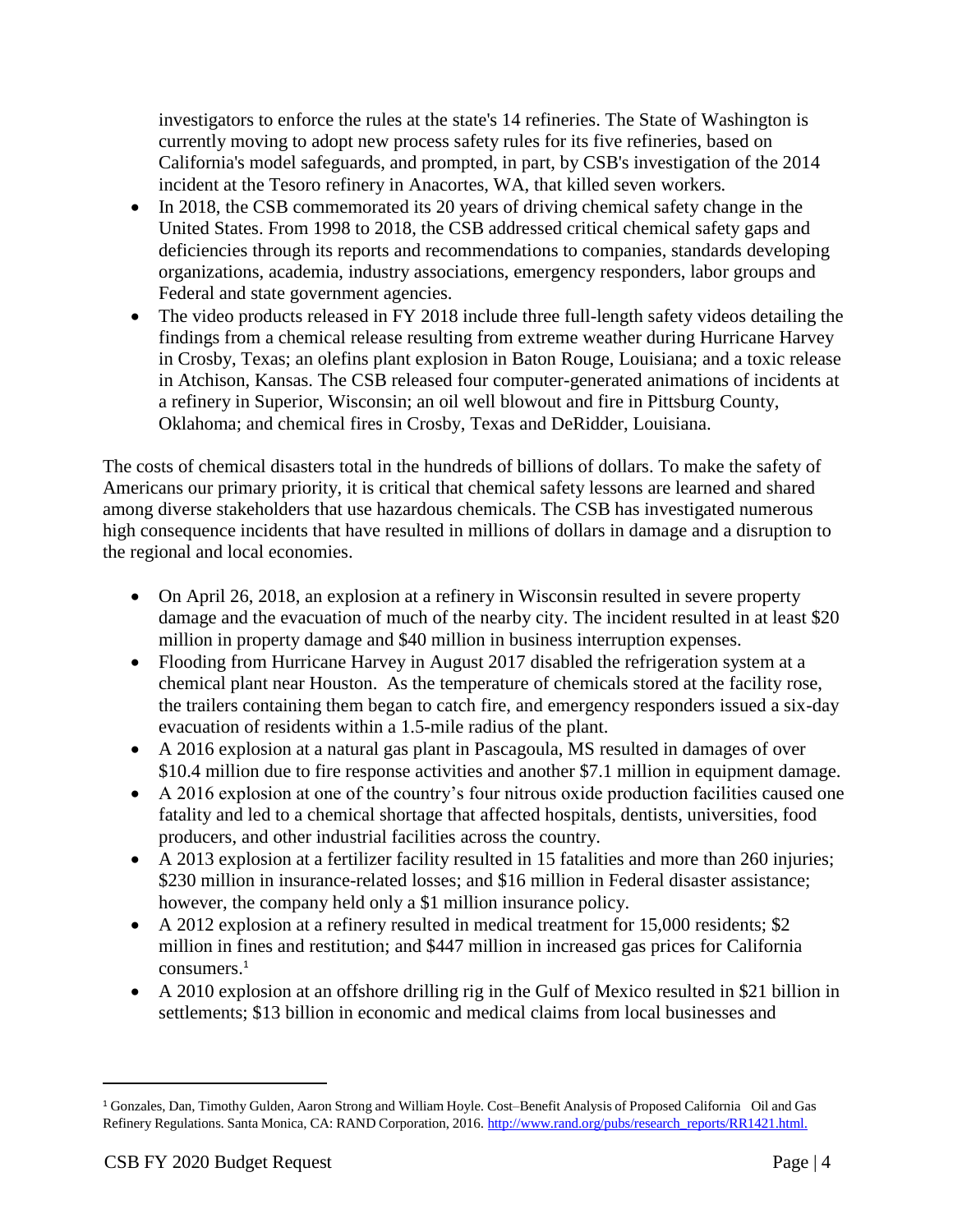investigators to enforce the rules at the state's 14 refineries. The State of Washington is currently moving to adopt new process safety rules for its five refineries, based on California's model safeguards, and prompted, in part, by CSB's investigation of the 2014 incident at the Tesoro refinery in Anacortes, WA, that killed seven workers.

- In 2018, the CSB commemorated its 20 years of driving chemical safety change in the United States. From 1998 to 2018, the CSB addressed critical chemical safety gaps and deficiencies through its reports and recommendations to companies, standards developing organizations, academia, industry associations, emergency responders, labor groups and Federal and state government agencies.
- The video products released in FY 2018 include three full-length safety videos detailing the findings from a chemical release resulting from extreme weather during Hurricane Harvey in Crosby, Texas; an olefins plant explosion in Baton Rouge, Louisiana; and a toxic release in Atchison, Kansas. The CSB released four computer-generated animations of incidents at a refinery in Superior, Wisconsin; an oil well blowout and fire in Pittsburg County, Oklahoma; and chemical fires in Crosby, Texas and DeRidder, Louisiana.

The costs of chemical disasters total in the hundreds of billions of dollars. To make the safety of Americans our primary priority, it is critical that chemical safety lessons are learned and shared among diverse stakeholders that use hazardous chemicals. The CSB has investigated numerous high consequence incidents that have resulted in millions of dollars in damage and a disruption to the regional and local economies.

- On April 26, 2018, an explosion at a refinery in Wisconsin resulted in severe property damage and the evacuation of much of the nearby city. The incident resulted in at least $20 million in property damage and $40 million in business interruption expenses.
- Flooding from Hurricane Harvey in August 2017 disabled the refrigeration system at a chemical plant near Houston. As the temperature of chemicals stored at the facility rose, the trailers containing them began to catch fire, and emergency responders issued a six-day evacuation of residents within a 1.5-mile radius of the plant.
- A 2016 explosion at a natural gas plant in Pascagoula, MS resulted in damages of over $10.4 million due to fire response activities and another $7.1 million in equipment damage.
- A 2016 explosion at one of the country's four nitrous oxide production facilities caused one fatality and led to a chemical shortage that affected hospitals, dentists, universities, food producers, and other industrial facilities across the country.
- A 2013 explosion at a fertilizer facility resulted in 15 fatalities and more than 260 injuries; $230 million in insurance-related losses; and $16 million in Federal disaster assistance; however, the company held only a $1 million insurance policy.
- A 2012 explosion at a refinery resulted in medical treatment for 15,000 residents; $2 million in fines and restitution; and $447 million in increased gas prices for California consumers.[1]
- A 2010 explosion at an offshore drilling rig in the Gulf of Mexico resulted in $21 billion in settlements; $13 billion in economic and medical claims from local businesses and

[1] Gonzales, Dan, Timothy Gulden, Aaron Strong and William Hoyle. Cost–Benefit Analysis of Proposed California Oil and Gas Refinery Regulations. Santa Monica, CA: RAND Corporation, 2016. http://www.rand.org/pubs/research_reports/RR1421.html.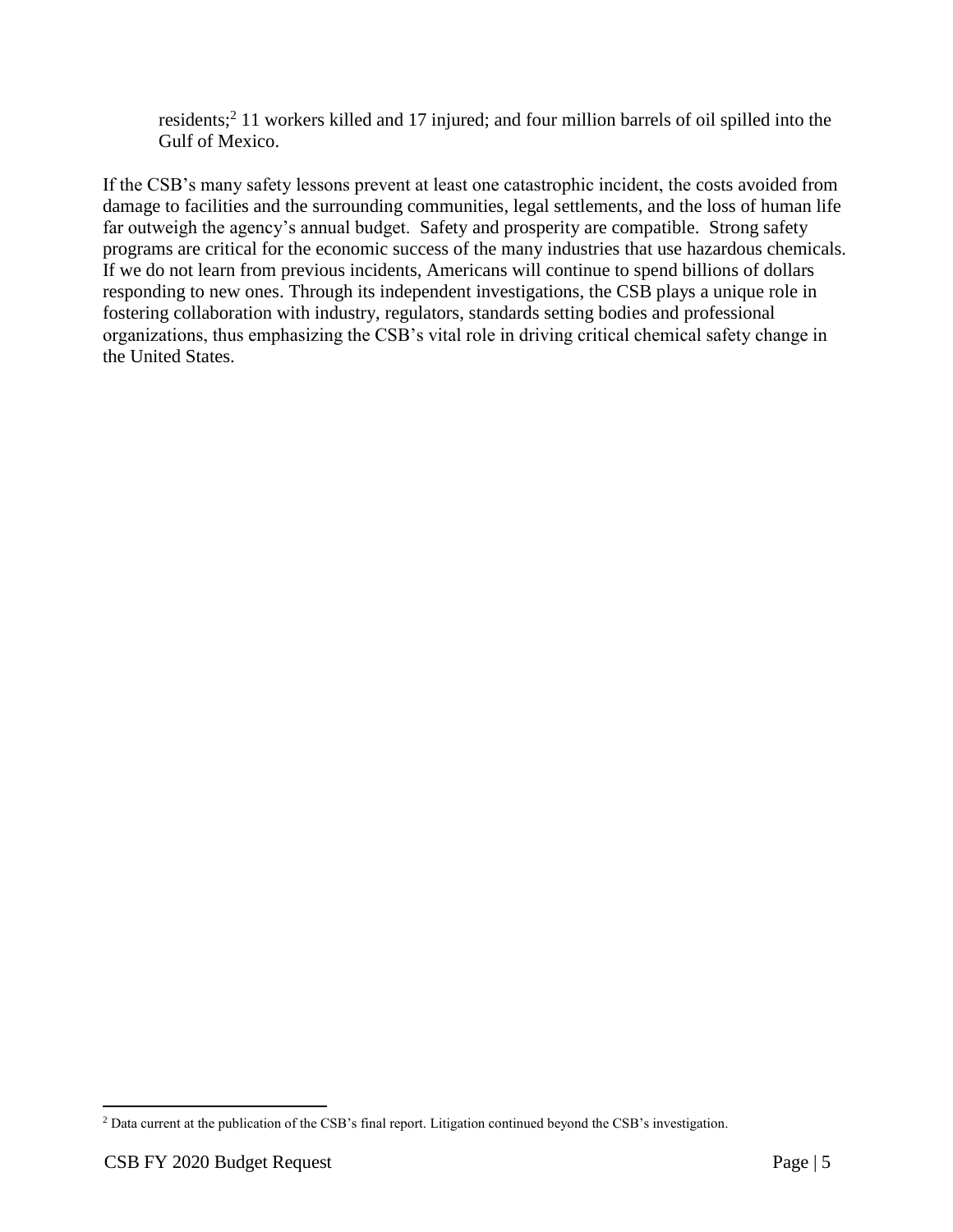residents;[2] 11 workers killed and 17 injured; and four million barrels of oil spilled into the Gulf of Mexico.

If the CSB's many safety lessons prevent at least one catastrophic incident, the costs avoided from damage to facilities and the surrounding communities, legal settlements, and the loss of human life far outweigh the agency's annual budget. Safety and prosperity are compatible. Strong safety programs are critical for the economic success of the many industries that use hazardous chemicals. If we do not learn from previous incidents, Americans will continue to spend billions of dollars responding to new ones. Through its independent investigations, the CSB plays a unique role in fostering collaboration with industry, regulators, standards setting bodies and professional organizations, thus emphasizing the CSB's vital role in driving critical chemical safety change in the United States.

[2] Data current at the publication of the CSB's final report. Litigation continued beyond the CSB's investigation.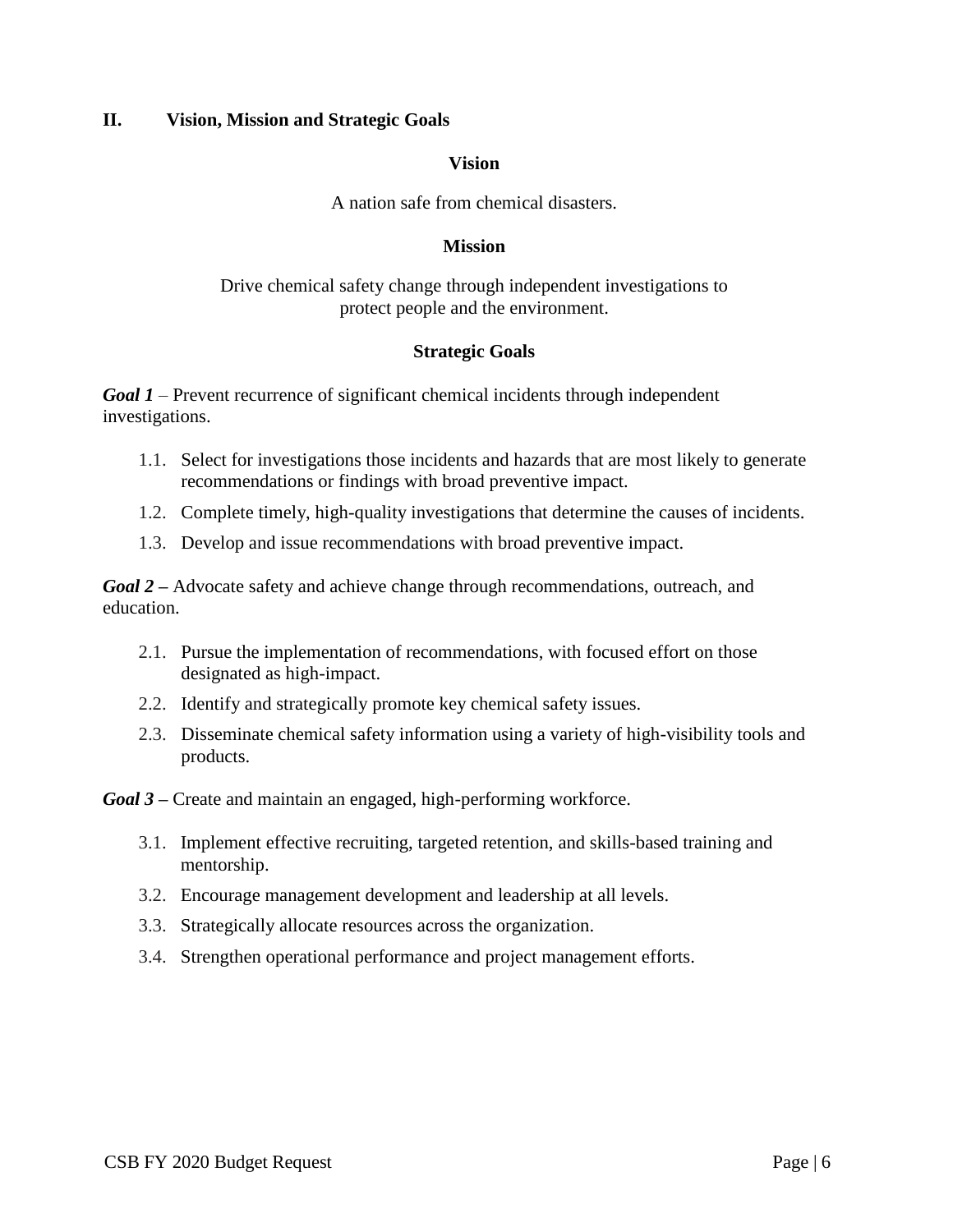## II. Vision, Mission and Strategic Goals

### Vision

A nation safe from chemical disasters.

### Mission

Drive chemical safety change through independent investigations to protect people and the environment.

### Strategic Goals

***Goal 1*** – Prevent recurrence of significant chemical incidents through independent investigations.

1.1. Select for investigations those incidents and hazards that are most likely to generate recommendations or findings with broad preventive impact.

1.2. Complete timely, high-quality investigations that determine the causes of incidents.

1.3. Develop and issue recommendations with broad preventive impact.

***Goal 2*** – Advocate safety and achieve change through recommendations, outreach, and education.

2.1. Pursue the implementation of recommendations, with focused effort on those designated as high-impact.

2.2. Identify and strategically promote key chemical safety issues.

2.3. Disseminate chemical safety information using a variety of high-visibility tools and products.

***Goal 3*** – Create and maintain an engaged, high-performing workforce.

3.1. Implement effective recruiting, targeted retention, and skills-based training and mentorship.

3.2. Encourage management development and leadership at all levels.

3.3. Strategically allocate resources across the organization.

3.4. Strengthen operational performance and project management efforts.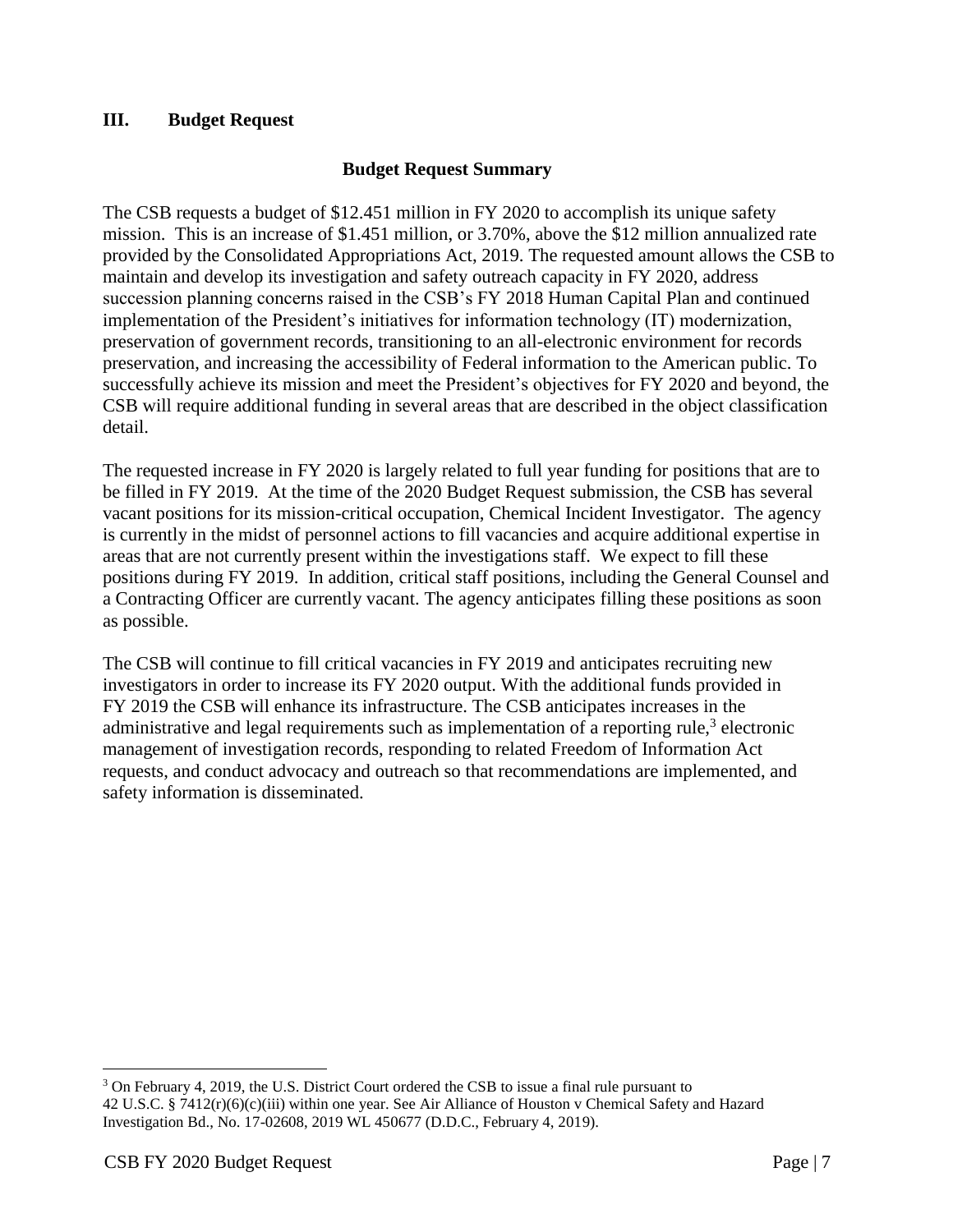## III. Budget Request

### Budget Request Summary

The CSB requests a budget of $12.451 million in FY 2020 to accomplish its unique safety mission. This is an increase of $1.451 million, or 3.70%, above the $12 million annualized rate provided by the Consolidated Appropriations Act, 2019. The requested amount allows the CSB to maintain and develop its investigation and safety outreach capacity in FY 2020, address succession planning concerns raised in the CSB's FY 2018 Human Capital Plan and continued implementation of the President's initiatives for information technology (IT) modernization, preservation of government records, transitioning to an all-electronic environment for records preservation, and increasing the accessibility of Federal information to the American public. To successfully achieve its mission and meet the President's objectives for FY 2020 and beyond, the CSB will require additional funding in several areas that are described in the object classification detail.

The requested increase in FY 2020 is largely related to full year funding for positions that are to be filled in FY 2019. At the time of the 2020 Budget Request submission, the CSB has several vacant positions for its mission-critical occupation, Chemical Incident Investigator. The agency is currently in the midst of personnel actions to fill vacancies and acquire additional expertise in areas that are not currently present within the investigations staff. We expect to fill these positions during FY 2019. In addition, critical staff positions, including the General Counsel and a Contracting Officer are currently vacant. The agency anticipates filling these positions as soon as possible.

The CSB will continue to fill critical vacancies in FY 2019 and anticipates recruiting new investigators in order to increase its FY 2020 output. With the additional funds provided in FY 2019 the CSB will enhance its infrastructure. The CSB anticipates increases in the administrative and legal requirements such as implementation of a reporting rule,[3] electronic management of investigation records, responding to related Freedom of Information Act requests, and conduct advocacy and outreach so that recommendations are implemented, and safety information is disseminated.

---

[3] On February 4, 2019, the U.S. District Court ordered the CSB to issue a final rule pursuant to 42 U.S.C. § 7412(r)(6)(c)(iii) within one year. See Air Alliance of Houston v Chemical Safety and Hazard Investigation Bd., No. 17-02608, 2019 WL 450677 (D.D.C., February 4, 2019).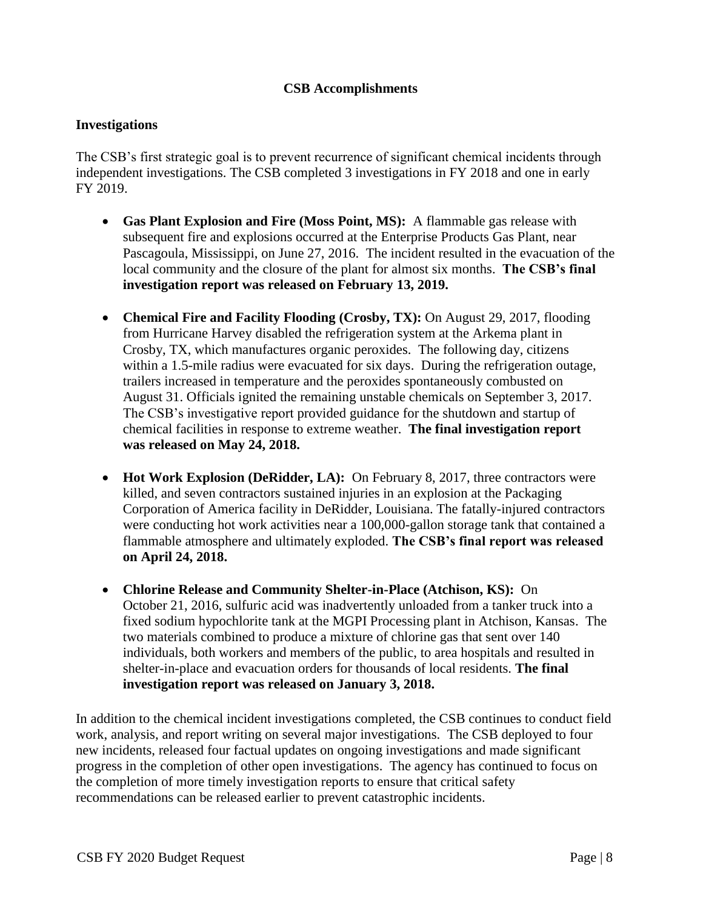## CSB Accomplishments

### Investigations

The CSB's first strategic goal is to prevent recurrence of significant chemical incidents through independent investigations. The CSB completed 3 investigations in FY 2018 and one in early FY 2019.

- **Gas Plant Explosion and Fire (Moss Point, MS):** A flammable gas release with subsequent fire and explosions occurred at the Enterprise Products Gas Plant, near Pascagoula, Mississippi, on June 27, 2016. The incident resulted in the evacuation of the local community and the closure of the plant for almost six months. **The CSB's final investigation report was released on February 13, 2019.**

- **Chemical Fire and Facility Flooding (Crosby, TX):** On August 29, 2017, flooding from Hurricane Harvey disabled the refrigeration system at the Arkema plant in Crosby, TX, which manufactures organic peroxides. The following day, citizens within a 1.5-mile radius were evacuated for six days. During the refrigeration outage, trailers increased in temperature and the peroxides spontaneously combusted on August 31. Officials ignited the remaining unstable chemicals on September 3, 2017. The CSB's investigative report provided guidance for the shutdown and startup of chemical facilities in response to extreme weather. **The final investigation report was released on May 24, 2018.**

- **Hot Work Explosion (DeRidder, LA):** On February 8, 2017, three contractors were killed, and seven contractors sustained injuries in an explosion at the Packaging Corporation of America facility in DeRidder, Louisiana. The fatally-injured contractors were conducting hot work activities near a 100,000-gallon storage tank that contained a flammable atmosphere and ultimately exploded. **The CSB's final report was released on April 24, 2018.**

- **Chlorine Release and Community Shelter-in-Place (Atchison, KS):** On October 21, 2016, sulfuric acid was inadvertently unloaded from a tanker truck into a fixed sodium hypochlorite tank at the MGPI Processing plant in Atchison, Kansas. The two materials combined to produce a mixture of chlorine gas that sent over 140 individuals, both workers and members of the public, to area hospitals and resulted in shelter-in-place and evacuation orders for thousands of local residents. **The final investigation report was released on January 3, 2018.**

In addition to the chemical incident investigations completed, the CSB continues to conduct field work, analysis, and report writing on several major investigations. The CSB deployed to four new incidents, released four factual updates on ongoing investigations and made significant progress in the completion of other open investigations. The agency has continued to focus on the completion of more timely investigation reports to ensure that critical safety recommendations can be released earlier to prevent catastrophic incidents.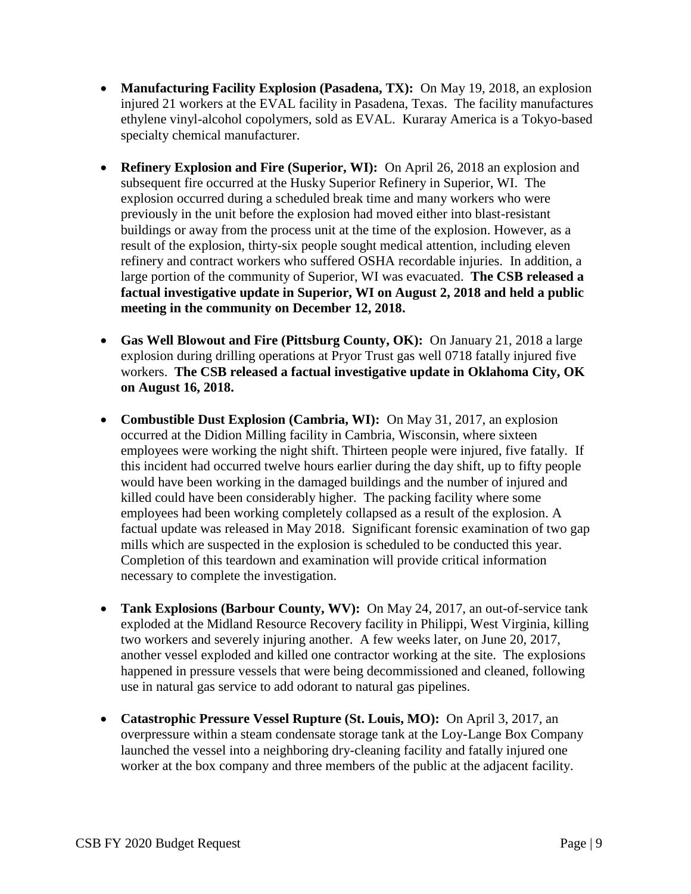- **Manufacturing Facility Explosion (Pasadena, TX):** On May 19, 2018, an explosion injured 21 workers at the EVAL facility in Pasadena, Texas. The facility manufactures ethylene vinyl-alcohol copolymers, sold as EVAL. Kuraray America is a Tokyo-based specialty chemical manufacturer.

- **Refinery Explosion and Fire (Superior, WI):** On April 26, 2018 an explosion and subsequent fire occurred at the Husky Superior Refinery in Superior, WI. The explosion occurred during a scheduled break time and many workers who were previously in the unit before the explosion had moved either into blast-resistant buildings or away from the process unit at the time of the explosion. However, as a result of the explosion, thirty-six people sought medical attention, including eleven refinery and contract workers who suffered OSHA recordable injuries. In addition, a large portion of the community of Superior, WI was evacuated. **The CSB released a factual investigative update in Superior, WI on August 2, 2018 and held a public meeting in the community on December 12, 2018.**

- **Gas Well Blowout and Fire (Pittsburg County, OK):** On January 21, 2018 a large explosion during drilling operations at Pryor Trust gas well 0718 fatally injured five workers. **The CSB released a factual investigative update in Oklahoma City, OK on August 16, 2018.**

- **Combustible Dust Explosion (Cambria, WI):** On May 31, 2017, an explosion occurred at the Didion Milling facility in Cambria, Wisconsin, where sixteen employees were working the night shift. Thirteen people were injured, five fatally. If this incident had occurred twelve hours earlier during the day shift, up to fifty people would have been working in the damaged buildings and the number of injured and killed could have been considerably higher. The packing facility where some employees had been working completely collapsed as a result of the explosion. A factual update was released in May 2018. Significant forensic examination of two gap mills which are suspected in the explosion is scheduled to be conducted this year. Completion of this teardown and examination will provide critical information necessary to complete the investigation.

- **Tank Explosions (Barbour County, WV):** On May 24, 2017, an out-of-service tank exploded at the Midland Resource Recovery facility in Philippi, West Virginia, killing two workers and severely injuring another. A few weeks later, on June 20, 2017, another vessel exploded and killed one contractor working at the site. The explosions happened in pressure vessels that were being decommissioned and cleaned, following use in natural gas service to add odorant to natural gas pipelines.

- **Catastrophic Pressure Vessel Rupture (St. Louis, MO):** On April 3, 2017, an overpressure within a steam condensate storage tank at the Loy-Lange Box Company launched the vessel into a neighboring dry-cleaning facility and fatally injured one worker at the box company and three members of the public at the adjacent facility.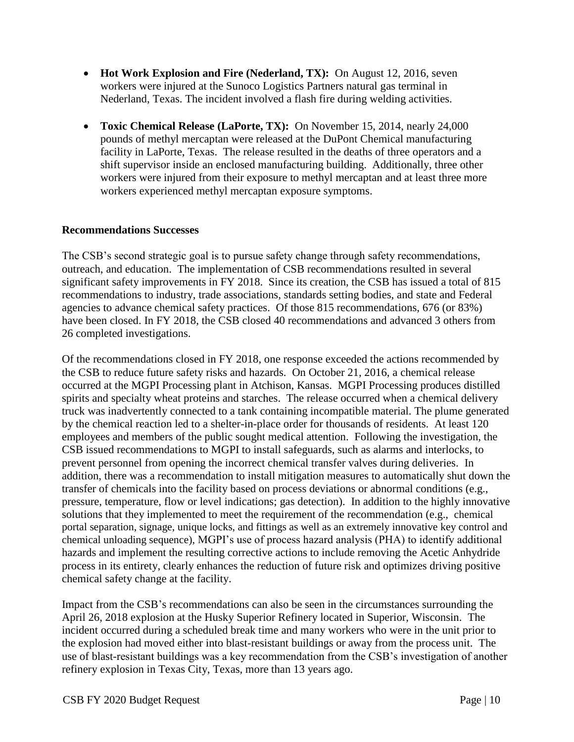- **Hot Work Explosion and Fire (Nederland, TX):** On August 12, 2016, seven workers were injured at the Sunoco Logistics Partners natural gas terminal in Nederland, Texas. The incident involved a flash fire during welding activities.

- **Toxic Chemical Release (LaPorte, TX):** On November 15, 2014, nearly 24,000 pounds of methyl mercaptan were released at the DuPont Chemical manufacturing facility in LaPorte, Texas. The release resulted in the deaths of three operators and a shift supervisor inside an enclosed manufacturing building. Additionally, three other workers were injured from their exposure to methyl mercaptan and at least three more workers experienced methyl mercaptan exposure symptoms.

**Recommendations Successes**

The CSB's second strategic goal is to pursue safety change through safety recommendations, outreach, and education. The implementation of CSB recommendations resulted in several significant safety improvements in FY 2018. Since its creation, the CSB has issued a total of 815 recommendations to industry, trade associations, standards setting bodies, and state and Federal agencies to advance chemical safety practices. Of those 815 recommendations, 676 (or 83%) have been closed. In FY 2018, the CSB closed 40 recommendations and advanced 3 others from 26 completed investigations.

Of the recommendations closed in FY 2018, one response exceeded the actions recommended by the CSB to reduce future safety risks and hazards. On October 21, 2016, a chemical release occurred at the MGPI Processing plant in Atchison, Kansas. MGPI Processing produces distilled spirits and specialty wheat proteins and starches. The release occurred when a chemical delivery truck was inadvertently connected to a tank containing incompatible material. The plume generated by the chemical reaction led to a shelter-in-place order for thousands of residents. At least 120 employees and members of the public sought medical attention. Following the investigation, the CSB issued recommendations to MGPI to install safeguards, such as alarms and interlocks, to prevent personnel from opening the incorrect chemical transfer valves during deliveries. In addition, there was a recommendation to install mitigation measures to automatically shut down the transfer of chemicals into the facility based on process deviations or abnormal conditions (e.g., pressure, temperature, flow or level indications; gas detection). In addition to the highly innovative solutions that they implemented to meet the requirement of the recommendation (e.g., chemical portal separation, signage, unique locks, and fittings as well as an extremely innovative key control and chemical unloading sequence), MGPI's use of process hazard analysis (PHA) to identify additional hazards and implement the resulting corrective actions to include removing the Acetic Anhydride process in its entirety, clearly enhances the reduction of future risk and optimizes driving positive chemical safety change at the facility.

Impact from the CSB's recommendations can also be seen in the circumstances surrounding the April 26, 2018 explosion at the Husky Superior Refinery located in Superior, Wisconsin. The incident occurred during a scheduled break time and many workers who were in the unit prior to the explosion had moved either into blast-resistant buildings or away from the process unit. The use of blast-resistant buildings was a key recommendation from the CSB's investigation of another refinery explosion in Texas City, Texas, more than 13 years ago.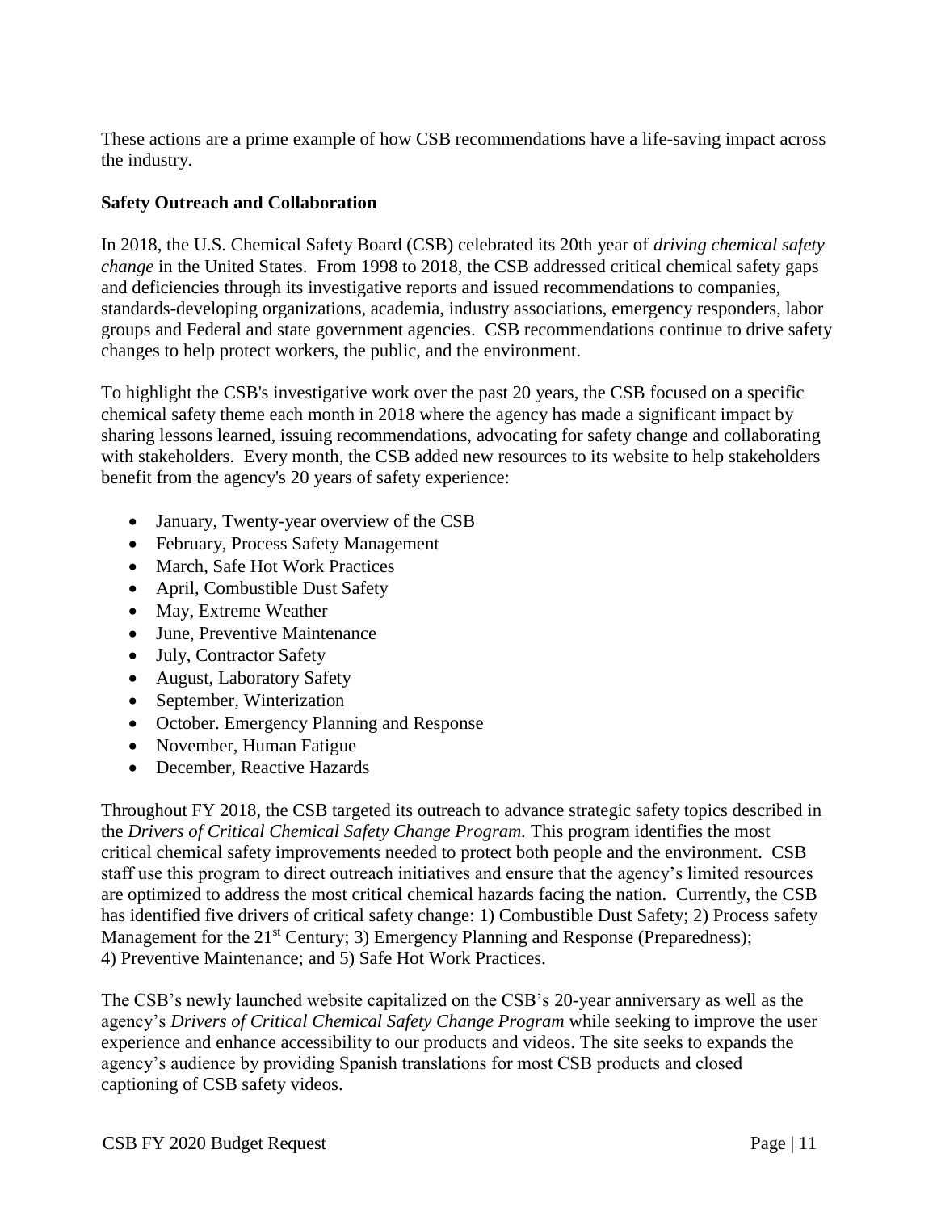These actions are a prime example of how CSB recommendations have a life-saving impact across the industry.

**Safety Outreach and Collaboration**

In 2018, the U.S. Chemical Safety Board (CSB) celebrated its 20th year of *driving chemical safety change* in the United States. From 1998 to 2018, the CSB addressed critical chemical safety gaps and deficiencies through its investigative reports and issued recommendations to companies, standards-developing organizations, academia, industry associations, emergency responders, labor groups and Federal and state government agencies. CSB recommendations continue to drive safety changes to help protect workers, the public, and the environment.

To highlight the CSB's investigative work over the past 20 years, the CSB focused on a specific chemical safety theme each month in 2018 where the agency has made a significant impact by sharing lessons learned, issuing recommendations, advocating for safety change and collaborating with stakeholders. Every month, the CSB added new resources to its website to help stakeholders benefit from the agency's 20 years of safety experience:

- January, Twenty-year overview of the CSB
- February, Process Safety Management
- March, Safe Hot Work Practices
- April, Combustible Dust Safety
- May, Extreme Weather
- June, Preventive Maintenance
- July, Contractor Safety
- August, Laboratory Safety
- September, Winterization
- October. Emergency Planning and Response
- November, Human Fatigue
- December, Reactive Hazards

Throughout FY 2018, the CSB targeted its outreach to advance strategic safety topics described in the *Drivers of Critical Chemical Safety Change Program.* This program identifies the most critical chemical safety improvements needed to protect both people and the environment. CSB staff use this program to direct outreach initiatives and ensure that the agency's limited resources are optimized to address the most critical chemical hazards facing the nation. Currently, the CSB has identified five drivers of critical safety change: 1) Combustible Dust Safety; 2) Process safety Management for the 21st Century; 3) Emergency Planning and Response (Preparedness); 4) Preventive Maintenance; and 5) Safe Hot Work Practices.

The CSB's newly launched website capitalized on the CSB's 20-year anniversary as well as the agency's *Drivers of Critical Chemical Safety Change Program* while seeking to improve the user experience and enhance accessibility to our products and videos. The site seeks to expands the agency's audience by providing Spanish translations for most CSB products and closed captioning of CSB safety videos.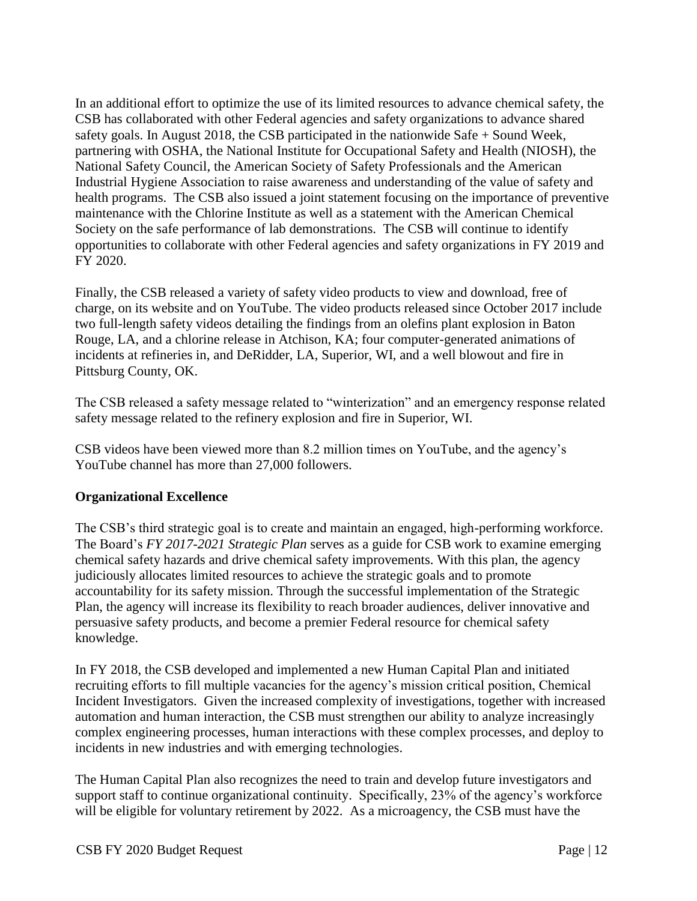In an additional effort to optimize the use of its limited resources to advance chemical safety, the CSB has collaborated with other Federal agencies and safety organizations to advance shared safety goals. In August 2018, the CSB participated in the nationwide Safe + Sound Week, partnering with OSHA, the National Institute for Occupational Safety and Health (NIOSH), the National Safety Council, the American Society of Safety Professionals and the American Industrial Hygiene Association to raise awareness and understanding of the value of safety and health programs. The CSB also issued a joint statement focusing on the importance of preventive maintenance with the Chlorine Institute as well as a statement with the American Chemical Society on the safe performance of lab demonstrations. The CSB will continue to identify opportunities to collaborate with other Federal agencies and safety organizations in FY 2019 and FY 2020.

Finally, the CSB released a variety of safety video products to view and download, free of charge, on its website and on YouTube. The video products released since October 2017 include two full-length safety videos detailing the findings from an olefins plant explosion in Baton Rouge, LA, and a chlorine release in Atchison, KA; four computer-generated animations of incidents at refineries in, and DeRidder, LA, Superior, WI, and a well blowout and fire in Pittsburg County, OK.

The CSB released a safety message related to "winterization" and an emergency response related safety message related to the refinery explosion and fire in Superior, WI.

CSB videos have been viewed more than 8.2 million times on YouTube, and the agency's YouTube channel has more than 27,000 followers.

**Organizational Excellence**

The CSB's third strategic goal is to create and maintain an engaged, high-performing workforce. The Board's *FY 2017-2021 Strategic Plan* serves as a guide for CSB work to examine emerging chemical safety hazards and drive chemical safety improvements. With this plan, the agency judiciously allocates limited resources to achieve the strategic goals and to promote accountability for its safety mission. Through the successful implementation of the Strategic Plan, the agency will increase its flexibility to reach broader audiences, deliver innovative and persuasive safety products, and become a premier Federal resource for chemical safety knowledge.

In FY 2018, the CSB developed and implemented a new Human Capital Plan and initiated recruiting efforts to fill multiple vacancies for the agency's mission critical position, Chemical Incident Investigators. Given the increased complexity of investigations, together with increased automation and human interaction, the CSB must strengthen our ability to analyze increasingly complex engineering processes, human interactions with these complex processes, and deploy to incidents in new industries and with emerging technologies.

The Human Capital Plan also recognizes the need to train and develop future investigators and support staff to continue organizational continuity. Specifically, 23% of the agency's workforce will be eligible for voluntary retirement by 2022. As a microagency, the CSB must have the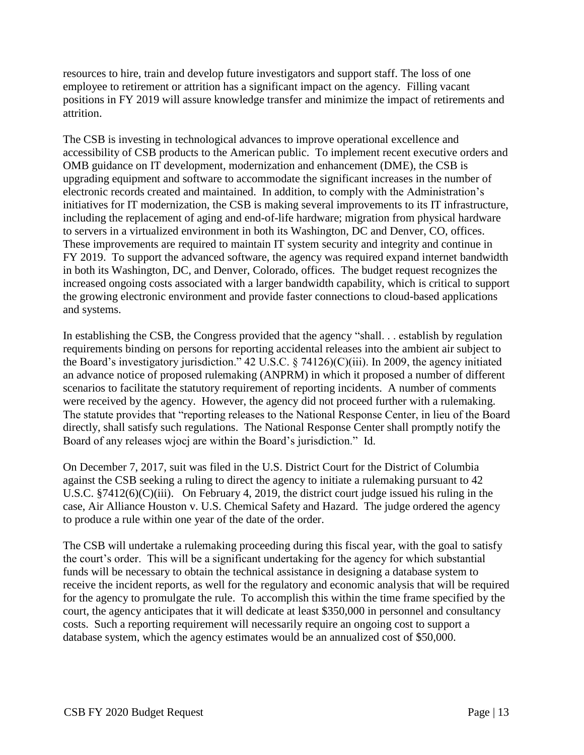resources to hire, train and develop future investigators and support staff. The loss of one employee to retirement or attrition has a significant impact on the agency. Filling vacant positions in FY 2019 will assure knowledge transfer and minimize the impact of retirements and attrition.

The CSB is investing in technological advances to improve operational excellence and accessibility of CSB products to the American public. To implement recent executive orders and OMB guidance on IT development, modernization and enhancement (DME), the CSB is upgrading equipment and software to accommodate the significant increases in the number of electronic records created and maintained. In addition, to comply with the Administration's initiatives for IT modernization, the CSB is making several improvements to its IT infrastructure, including the replacement of aging and end-of-life hardware; migration from physical hardware to servers in a virtualized environment in both its Washington, DC and Denver, CO, offices. These improvements are required to maintain IT system security and integrity and continue in FY 2019. To support the advanced software, the agency was required expand internet bandwidth in both its Washington, DC, and Denver, Colorado, offices. The budget request recognizes the increased ongoing costs associated with a larger bandwidth capability, which is critical to support the growing electronic environment and provide faster connections to cloud-based applications and systems.

In establishing the CSB, the Congress provided that the agency "shall. . . establish by regulation requirements binding on persons for reporting accidental releases into the ambient air subject to the Board's investigatory jurisdiction." 42 U.S.C. § 74126)(C)(iii). In 2009, the agency initiated an advance notice of proposed rulemaking (ANPRM) in which it proposed a number of different scenarios to facilitate the statutory requirement of reporting incidents. A number of comments were received by the agency. However, the agency did not proceed further with a rulemaking. The statute provides that "reporting releases to the National Response Center, in lieu of the Board directly, shall satisfy such regulations. The National Response Center shall promptly notify the Board of any releases wjocj are within the Board's jurisdiction." Id.

On December 7, 2017, suit was filed in the U.S. District Court for the District of Columbia against the CSB seeking a ruling to direct the agency to initiate a rulemaking pursuant to 42 U.S.C. §7412(6)(C)(iii). On February 4, 2019, the district court judge issued his ruling in the case, Air Alliance Houston v. U.S. Chemical Safety and Hazard. The judge ordered the agency to produce a rule within one year of the date of the order.

The CSB will undertake a rulemaking proceeding during this fiscal year, with the goal to satisfy the court's order. This will be a significant undertaking for the agency for which substantial funds will be necessary to obtain the technical assistance in designing a database system to receive the incident reports, as well for the regulatory and economic analysis that will be required for the agency to promulgate the rule. To accomplish this within the time frame specified by the court, the agency anticipates that it will dedicate at least $350,000 in personnel and consultancy costs. Such a reporting requirement will necessarily require an ongoing cost to support a database system, which the agency estimates would be an annualized cost of $50,000.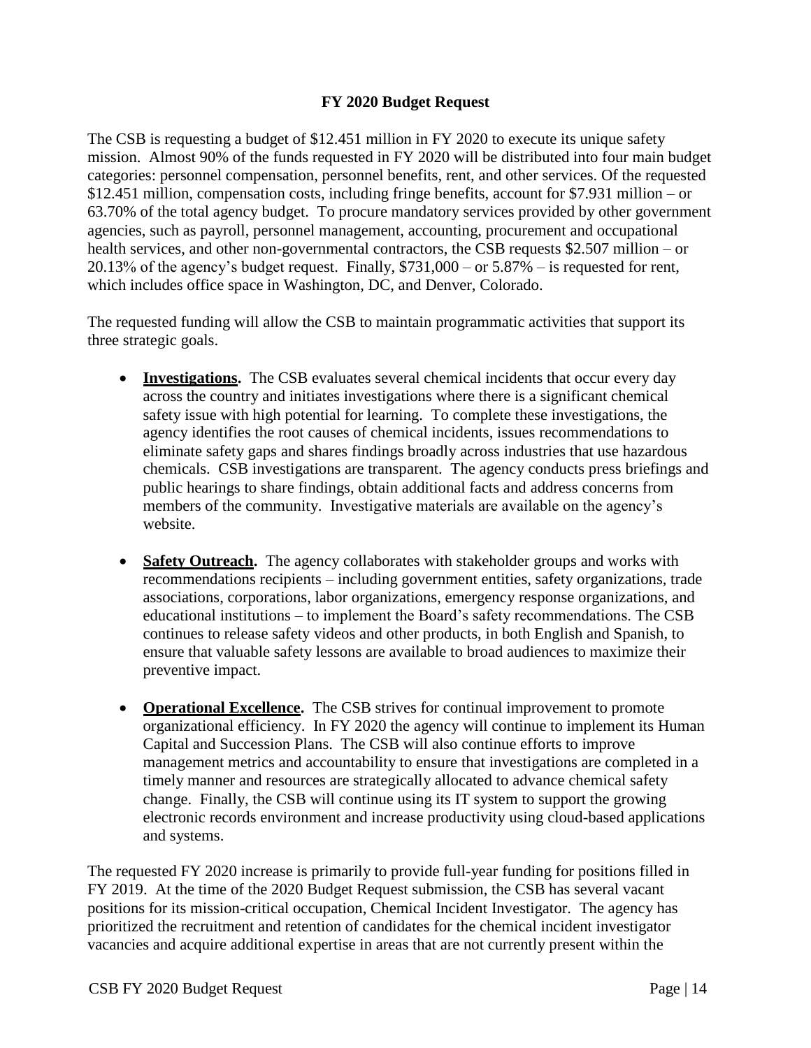## FY 2020 Budget Request

The CSB is requesting a budget of $12.451 million in FY 2020 to execute its unique safety mission. Almost 90% of the funds requested in FY 2020 will be distributed into four main budget categories: personnel compensation, personnel benefits, rent, and other services. Of the requested $12.451 million, compensation costs, including fringe benefits, account for $7.931 million – or 63.70% of the total agency budget. To procure mandatory services provided by other government agencies, such as payroll, personnel management, accounting, procurement and occupational health services, and other non-governmental contractors, the CSB requests $2.507 million – or 20.13% of the agency's budget request. Finally, $731,000 – or 5.87% – is requested for rent, which includes office space in Washington, DC, and Denver, Colorado.

The requested funding will allow the CSB to maintain programmatic activities that support its three strategic goals.

- **Investigations.** The CSB evaluates several chemical incidents that occur every day across the country and initiates investigations where there is a significant chemical safety issue with high potential for learning. To complete these investigations, the agency identifies the root causes of chemical incidents, issues recommendations to eliminate safety gaps and shares findings broadly across industries that use hazardous chemicals. CSB investigations are transparent. The agency conducts press briefings and public hearings to share findings, obtain additional facts and address concerns from members of the community. Investigative materials are available on the agency's website.
- **Safety Outreach.** The agency collaborates with stakeholder groups and works with recommendations recipients – including government entities, safety organizations, trade associations, corporations, labor organizations, emergency response organizations, and educational institutions – to implement the Board's safety recommendations. The CSB continues to release safety videos and other products, in both English and Spanish, to ensure that valuable safety lessons are available to broad audiences to maximize their preventive impact.
- **Operational Excellence.** The CSB strives for continual improvement to promote organizational efficiency. In FY 2020 the agency will continue to implement its Human Capital and Succession Plans. The CSB will also continue efforts to improve management metrics and accountability to ensure that investigations are completed in a timely manner and resources are strategically allocated to advance chemical safety change. Finally, the CSB will continue using its IT system to support the growing electronic records environment and increase productivity using cloud-based applications and systems.

The requested FY 2020 increase is primarily to provide full-year funding for positions filled in FY 2019. At the time of the 2020 Budget Request submission, the CSB has several vacant positions for its mission-critical occupation, Chemical Incident Investigator. The agency has prioritized the recruitment and retention of candidates for the chemical incident investigator vacancies and acquire additional expertise in areas that are not currently present within the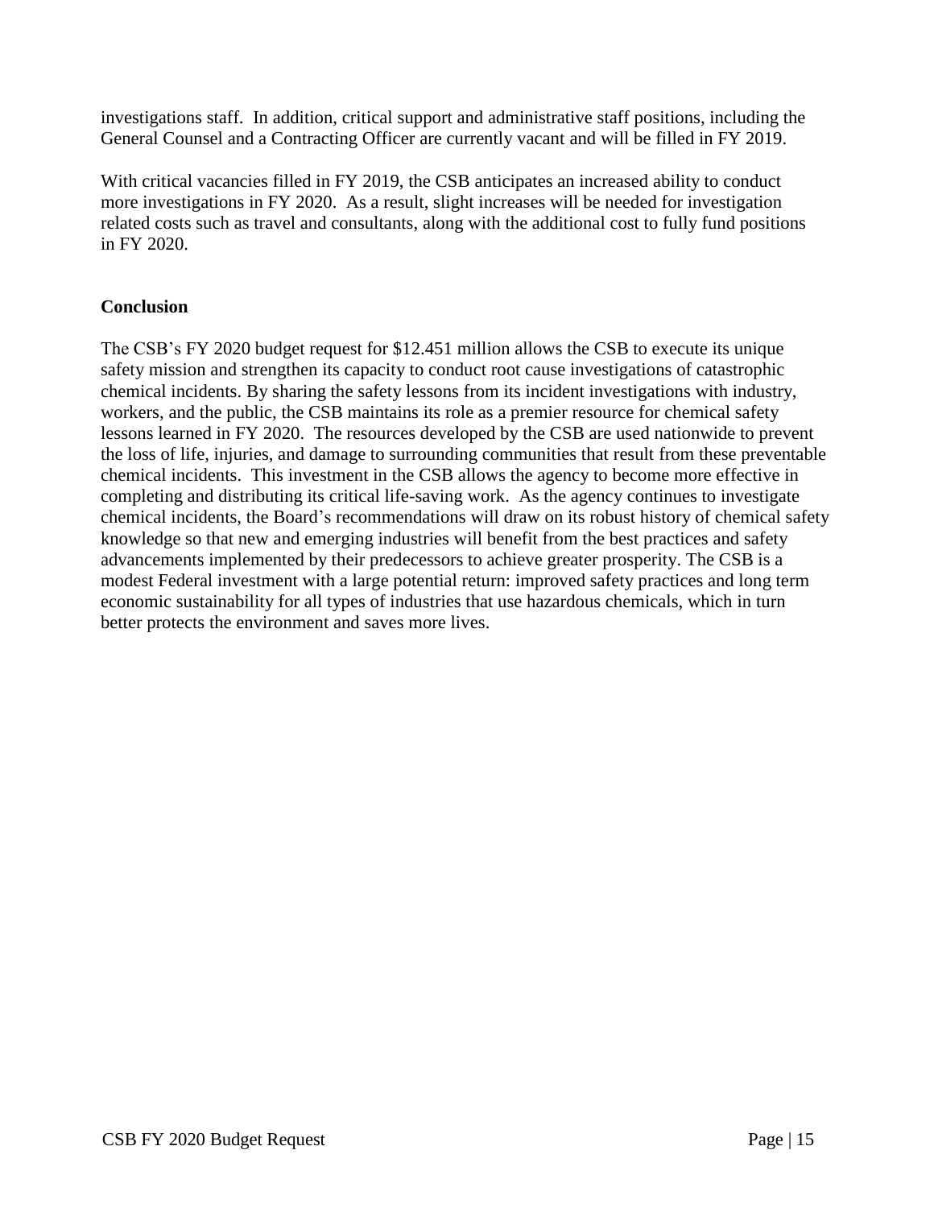investigations staff. In addition, critical support and administrative staff positions, including the General Counsel and a Contracting Officer are currently vacant and will be filled in FY 2019.

With critical vacancies filled in FY 2019, the CSB anticipates an increased ability to conduct more investigations in FY 2020. As a result, slight increases will be needed for investigation related costs such as travel and consultants, along with the additional cost to fully fund positions in FY 2020.

**Conclusion**

The CSB's FY 2020 budget request for $12.451 million allows the CSB to execute its unique safety mission and strengthen its capacity to conduct root cause investigations of catastrophic chemical incidents. By sharing the safety lessons from its incident investigations with industry, workers, and the public, the CSB maintains its role as a premier resource for chemical safety lessons learned in FY 2020. The resources developed by the CSB are used nationwide to prevent the loss of life, injuries, and damage to surrounding communities that result from these preventable chemical incidents. This investment in the CSB allows the agency to become more effective in completing and distributing its critical life-saving work. As the agency continues to investigate chemical incidents, the Board's recommendations will draw on its robust history of chemical safety knowledge so that new and emerging industries will benefit from the best practices and safety advancements implemented by their predecessors to achieve greater prosperity. The CSB is a modest Federal investment with a large potential return: improved safety practices and long term economic sustainability for all types of industries that use hazardous chemicals, which in turn better protects the environment and saves more lives.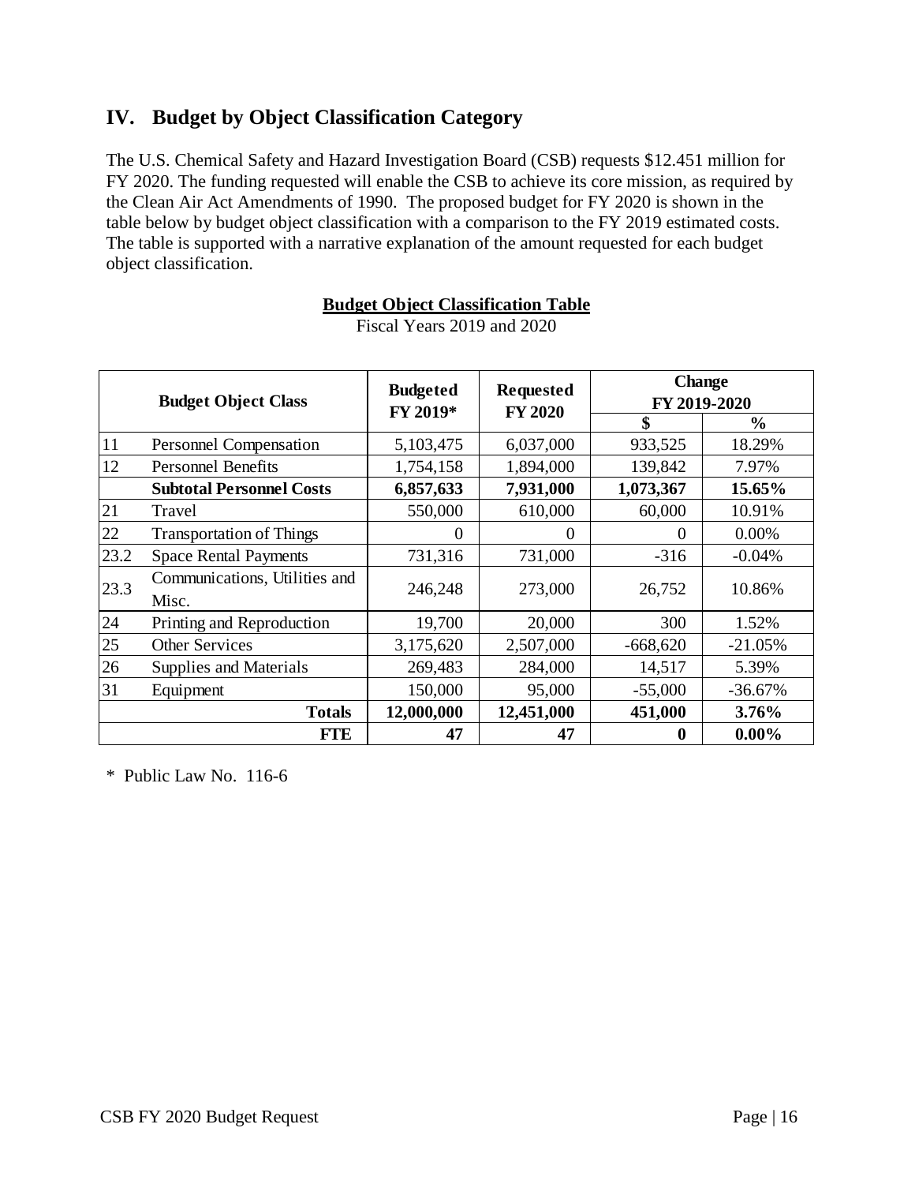## IV. Budget by Object Classification Category

The U.S. Chemical Safety and Hazard Investigation Board (CSB) requests $12.451 million for FY 2020. The funding requested will enable the CSB to achieve its core mission, as required by the Clean Air Act Amendments of 1990. The proposed budget for FY 2020 is shown in the table below by budget object classification with a comparison to the FY 2019 estimated costs. The table is supported with a narrative explanation of the amount requested for each budget object classification.

**Budget Object Classification Table**

Fiscal Years 2019 and 2020

| Budget Object Class | | Budgeted FY 2019* | Requested FY 2020 | Change FY 2019-2020 | |
|---|---|---|---|---|---|
| | | | | **$** | **%** |
| 11 | Personnel Compensation | 5,103,475 | 6,037,000 | 933,525 | 18.29% |
| 12 | Personnel Benefits | 1,754,158 | 1,894,000 | 139,842 | 7.97% |
| | **Subtotal Personnel Costs** | **6,857,633** | **7,931,000** | **1,073,367** | **15.65%** |
| 21 | Travel | 550,000 | 610,000 | 60,000 | 10.91% |
| 22 | Transportation of Things | 0 | 0 | 0 | 0.00% |
| 23.2 | Space Rental Payments | 731,316 | 731,000 | -316 | -0.04% |
| 23.3 | Communications, Utilities and Misc. | 246,248 | 273,000 | 26,752 | 10.86% |
| 24 | Printing and Reproduction | 19,700 | 20,000 | 300 | 1.52% |
| 25 | Other Services | 3,175,620 | 2,507,000 | -668,620 | -21.05% |
| 26 | Supplies and Materials | 269,483 | 284,000 | 14,517 | 5.39% |
| 31 | Equipment | 150,000 | 95,000 | -55,000 | -36.67% |
| | **Totals** | **12,000,000** | **12,451,000** | **451,000** | **3.76%** |
| | **FTE** | **47** | **47** | **0** | **0.00%** |

* Public Law No. 116-6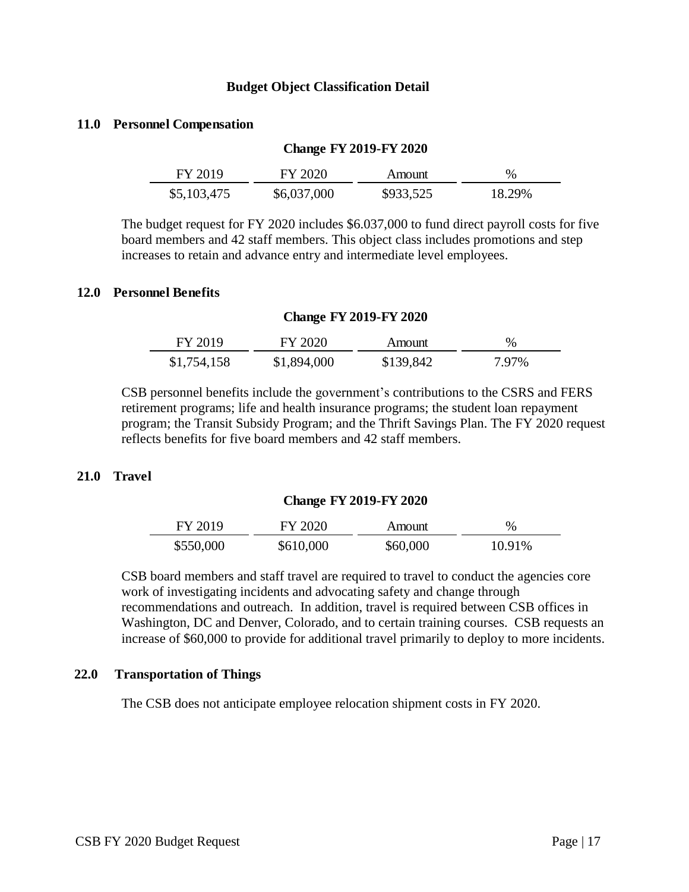### Budget Object Classification Detail

#### 11.0 Personnel Compensation

**Change FY 2019-FY 2020**

| FY 2019 | FY 2020 | Amount | % |
|---|---|---|---|
| $5,103,475 | $6,037,000 | $933,525 | 18.29% |

The budget request for FY 2020 includes $6.037,000 to fund direct payroll costs for five board members and 42 staff members. This object class includes promotions and step increases to retain and advance entry and intermediate level employees.

#### 12.0 Personnel Benefits

**Change FY 2019-FY 2020**

| FY 2019 | FY 2020 | Amount | % |
|---|---|---|---|
| $1,754,158 | $1,894,000 | $139,842 | 7.97% |

CSB personnel benefits include the government's contributions to the CSRS and FERS retirement programs; life and health insurance programs; the student loan repayment program; the Transit Subsidy Program; and the Thrift Savings Plan. The FY 2020 request reflects benefits for five board members and 42 staff members.

#### 21.0 Travel

**Change FY 2019-FY 2020**

| FY 2019 | FY 2020 | Amount | % |
|---|---|---|---|
| $550,000 | $610,000 | $60,000 | 10.91% |

CSB board members and staff travel are required to travel to conduct the agencies core work of investigating incidents and advocating safety and change through recommendations and outreach. In addition, travel is required between CSB offices in Washington, DC and Denver, Colorado, and to certain training courses. CSB requests an increase of $60,000 to provide for additional travel primarily to deploy to more incidents.

#### 22.0 Transportation of Things

The CSB does not anticipate employee relocation shipment costs in FY 2020.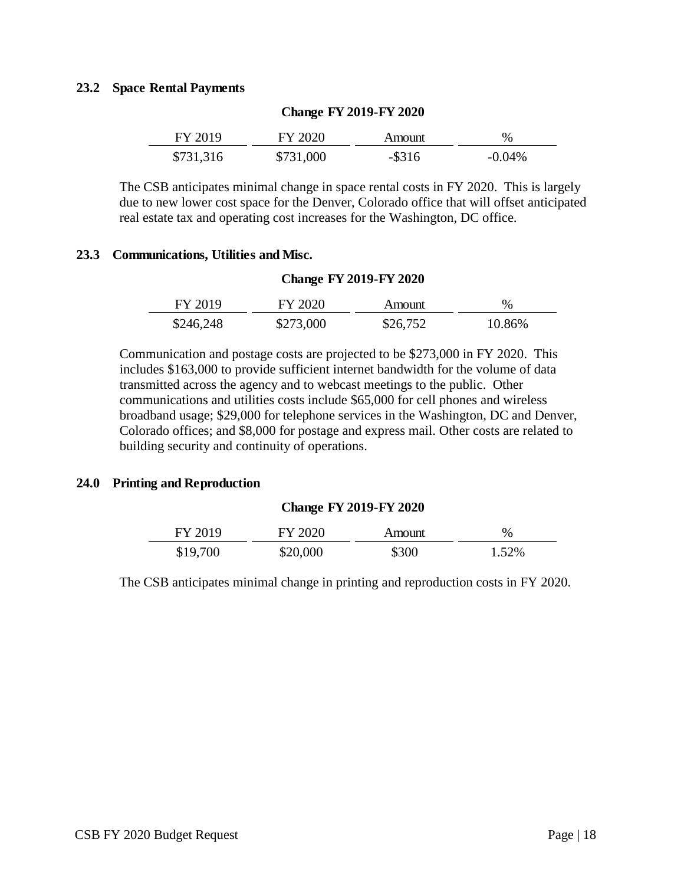### 23.2 Space Rental Payments

**Change FY 2019-FY 2020**

| FY 2019 | FY 2020 | Amount | % |
|---|---|---|---|
| $731,316 | $731,000 | -$316 | -0.04% |

The CSB anticipates minimal change in space rental costs in FY 2020. This is largely due to new lower cost space for the Denver, Colorado office that will offset anticipated real estate tax and operating cost increases for the Washington, DC office.

### 23.3 Communications, Utilities and Misc.

**Change FY 2019-FY 2020**

| FY 2019 | FY 2020 | Amount | % |
|---|---|---|---|
| $246,248 | $273,000 | $26,752 | 10.86% |

Communication and postage costs are projected to be $273,000 in FY 2020. This includes $163,000 to provide sufficient internet bandwidth for the volume of data transmitted across the agency and to webcast meetings to the public. Other communications and utilities costs include $65,000 for cell phones and wireless broadband usage; $29,000 for telephone services in the Washington, DC and Denver, Colorado offices; and $8,000 for postage and express mail. Other costs are related to building security and continuity of operations.

### 24.0 Printing and Reproduction

**Change FY 2019-FY 2020**

| FY 2019 | FY 2020 | Amount | % |
|---|---|---|---|
| $19,700 | $20,000 | $300 | 1.52% |

The CSB anticipates minimal change in printing and reproduction costs in FY 2020.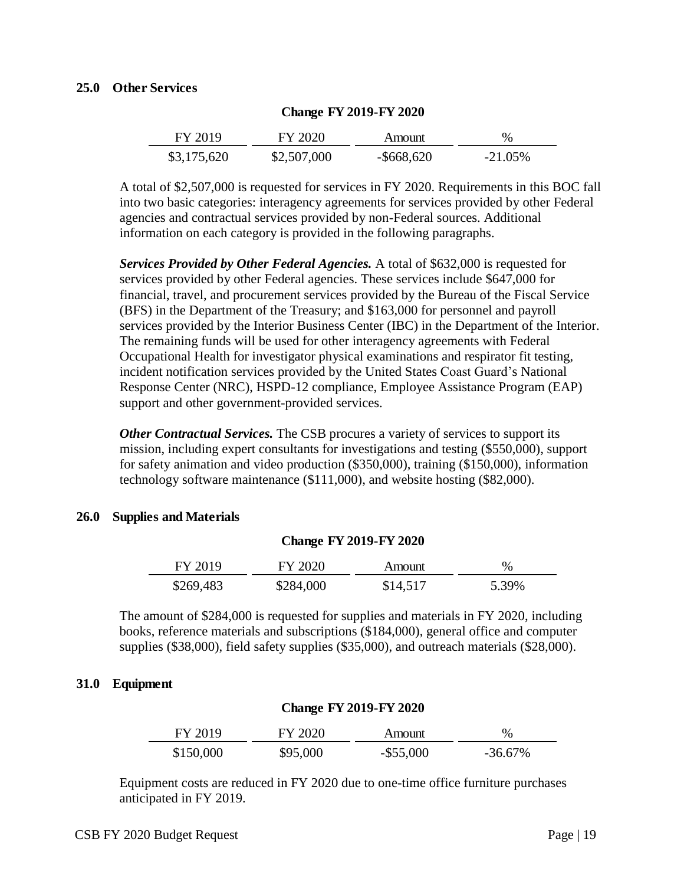### 25.0 Other Services

**Change FY 2019-FY 2020**

| FY 2019 | FY 2020 | Amount | % |
|---|---|---|---|
| $3,175,620 | $2,507,000 | -$668,620 | -21.05% |

A total of $2,507,000 is requested for services in FY 2020. Requirements in this BOC fall into two basic categories: interagency agreements for services provided by other Federal agencies and contractual services provided by non-Federal sources. Additional information on each category is provided in the following paragraphs.

***Services Provided by Other Federal Agencies.*** A total of $632,000 is requested for services provided by other Federal agencies. These services include $647,000 for financial, travel, and procurement services provided by the Bureau of the Fiscal Service (BFS) in the Department of the Treasury; and $163,000 for personnel and payroll services provided by the Interior Business Center (IBC) in the Department of the Interior. The remaining funds will be used for other interagency agreements with Federal Occupational Health for investigator physical examinations and respirator fit testing, incident notification services provided by the United States Coast Guard's National Response Center (NRC), HSPD-12 compliance, Employee Assistance Program (EAP) support and other government-provided services.

***Other Contractual Services.*** The CSB procures a variety of services to support its mission, including expert consultants for investigations and testing ($550,000), support for safety animation and video production ($350,000), training ($150,000), information technology software maintenance ($111,000), and website hosting ($82,000).

### 26.0 Supplies and Materials

**Change FY 2019-FY 2020**

| FY 2019 | FY 2020 | Amount | % |
|---|---|---|---|
| $269,483 | $284,000 | $14,517 | 5.39% |

The amount of $284,000 is requested for supplies and materials in FY 2020, including books, reference materials and subscriptions ($184,000), general office and computer supplies ($38,000), field safety supplies ($35,000), and outreach materials ($28,000).

### 31.0 Equipment

**Change FY 2019-FY 2020**

| FY 2019 | FY 2020 | Amount | % |
|---|---|---|---|
| $150,000 | $95,000 | -$55,000 | -36.67% |

Equipment costs are reduced in FY 2020 due to one-time office furniture purchases anticipated in FY 2019.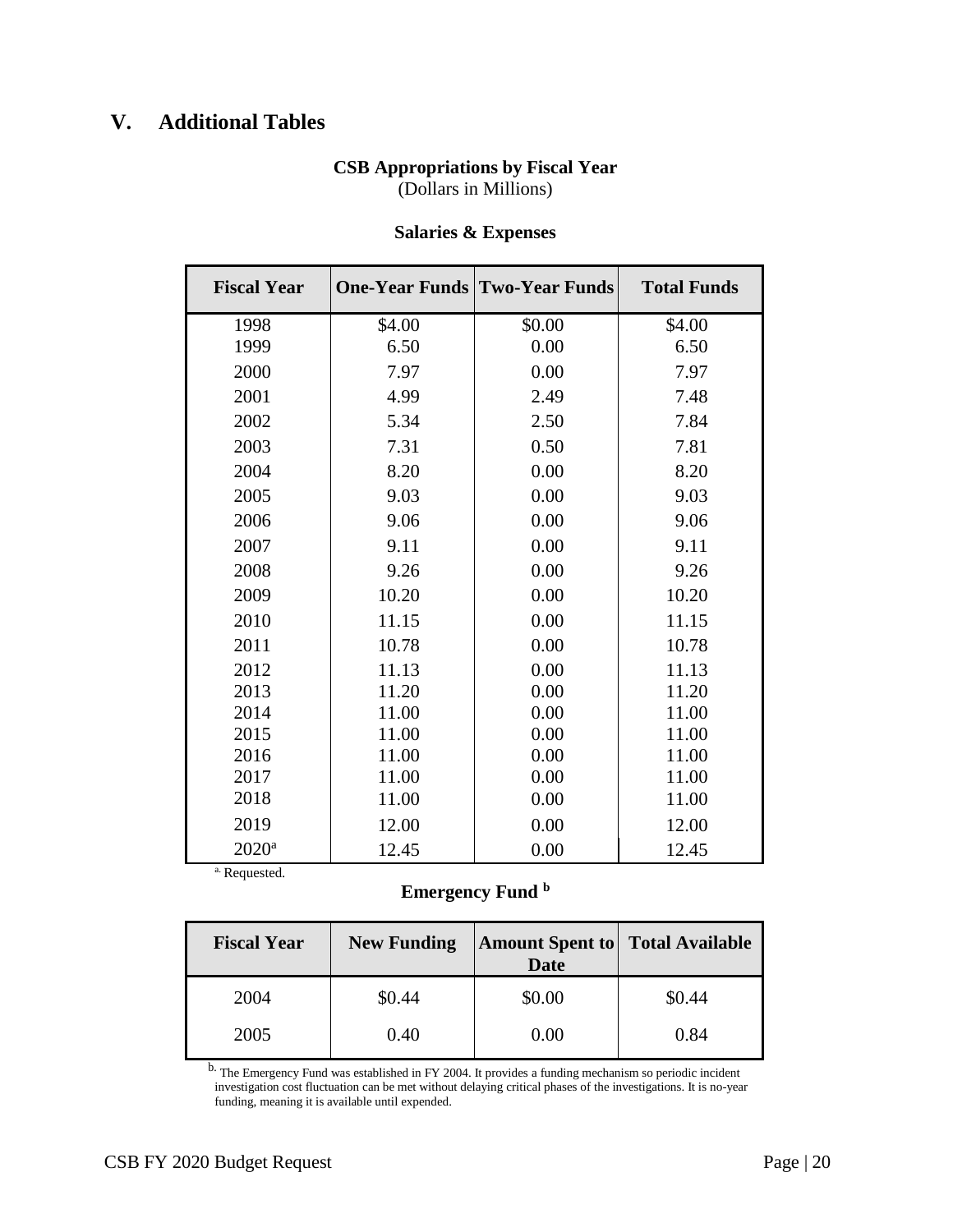## V. Additional Tables

**CSB Appropriations by Fiscal Year**
(Dollars in Millions)

**Salaries & Expenses**

| Fiscal Year | One-Year Funds | Two-Year Funds | Total Funds |
|---|---|---|---|
| 1998 | $4.00 | $0.00 | $4.00 |
| 1999 | 6.50 | 0.00 | 6.50 |
| 2000 | 7.97 | 0.00 | 7.97 |
| 2001 | 4.99 | 2.49 | 7.48 |
| 2002 | 5.34 | 2.50 | 7.84 |
| 2003 | 7.31 | 0.50 | 7.81 |
| 2004 | 8.20 | 0.00 | 8.20 |
| 2005 | 9.03 | 0.00 | 9.03 |
| 2006 | 9.06 | 0.00 | 9.06 |
| 2007 | 9.11 | 0.00 | 9.11 |
| 2008 | 9.26 | 0.00 | 9.26 |
| 2009 | 10.20 | 0.00 | 10.20 |
| 2010 | 11.15 | 0.00 | 11.15 |
| 2011 | 10.78 | 0.00 | 10.78 |
| 2012 | 11.13 | 0.00 | 11.13 |
| 2013 | 11.20 | 0.00 | 11.20 |
| 2014 | 11.00 | 0.00 | 11.00 |
| 2015 | 11.00 | 0.00 | 11.00 |
| 2016 | 11.00 | 0.00 | 11.00 |
| 2017 | 11.00 | 0.00 | 11.00 |
| 2018 | 11.00 | 0.00 | 11.00 |
| 2019 | 12.00 | 0.00 | 12.00 |
| 2020[a] | 12.45 | 0.00 | 12.45 |

[a] Requested.

**Emergency Fund [b]**

| Fiscal Year | New Funding | Amount Spent to Date | Total Available |
|---|---|---|---|
| 2004 | $0.44 | $0.00 | $0.44 |
| 2005 | 0.40 | 0.00 | 0.84 |

[b] The Emergency Fund was established in FY 2004. It provides a funding mechanism so periodic incident investigation cost fluctuation can be met without delaying critical phases of the investigations. It is no-year funding, meaning it is available until expended.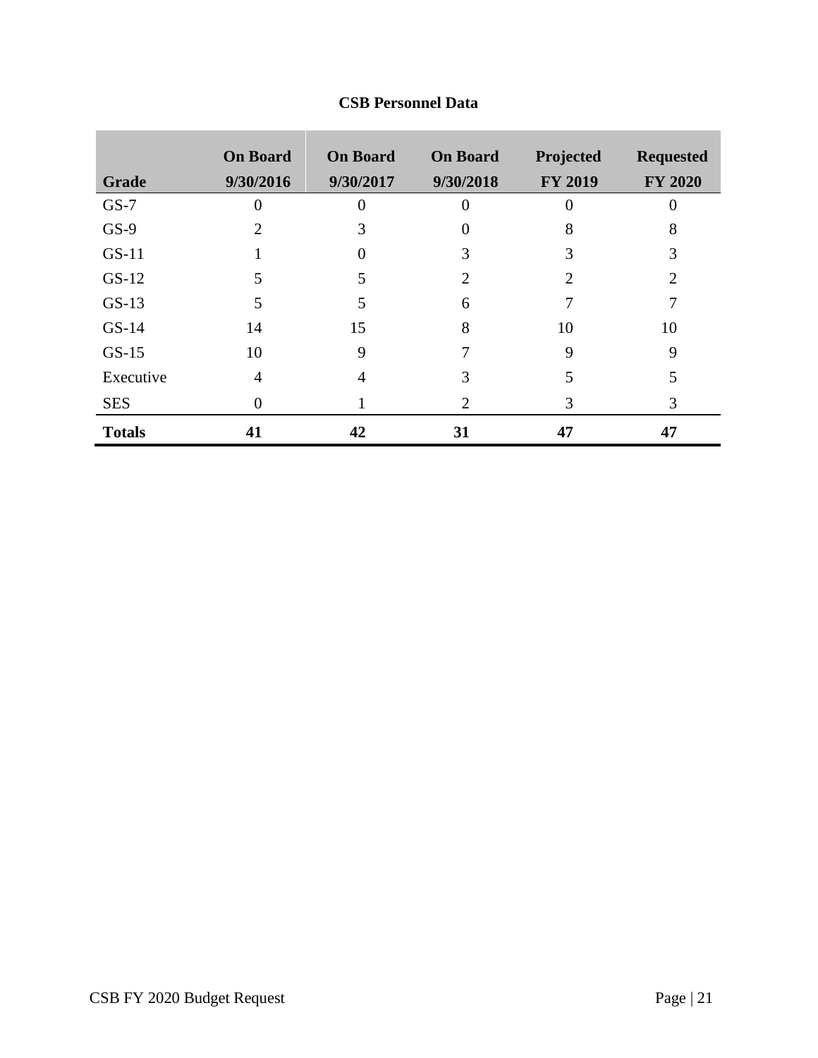**CSB Personnel Data**

| Grade | On Board 9/30/2016 | On Board 9/30/2017 | On Board 9/30/2018 | Projected FY 2019 | Requested FY 2020 |
|---|---|---|---|---|---|
| GS-7 | 0 | 0 | 0 | 0 | 0 |
| GS-9 | 2 | 3 | 0 | 8 | 8 |
| GS-11 | 1 | 0 | 3 | 3 | 3 |
| GS-12 | 5 | 5 | 2 | 2 | 2 |
| GS-13 | 5 | 5 | 6 | 7 | 7 |
| GS-14 | 14 | 15 | 8 | 10 | 10 |
| GS-15 | 10 | 9 | 7 | 9 | 9 |
| Executive | 4 | 4 | 3 | 5 | 5 |
| SES | 0 | 1 | 2 | 3 | 3 |
| **Totals** | **41** | **42** | **31** | **47** | **47** |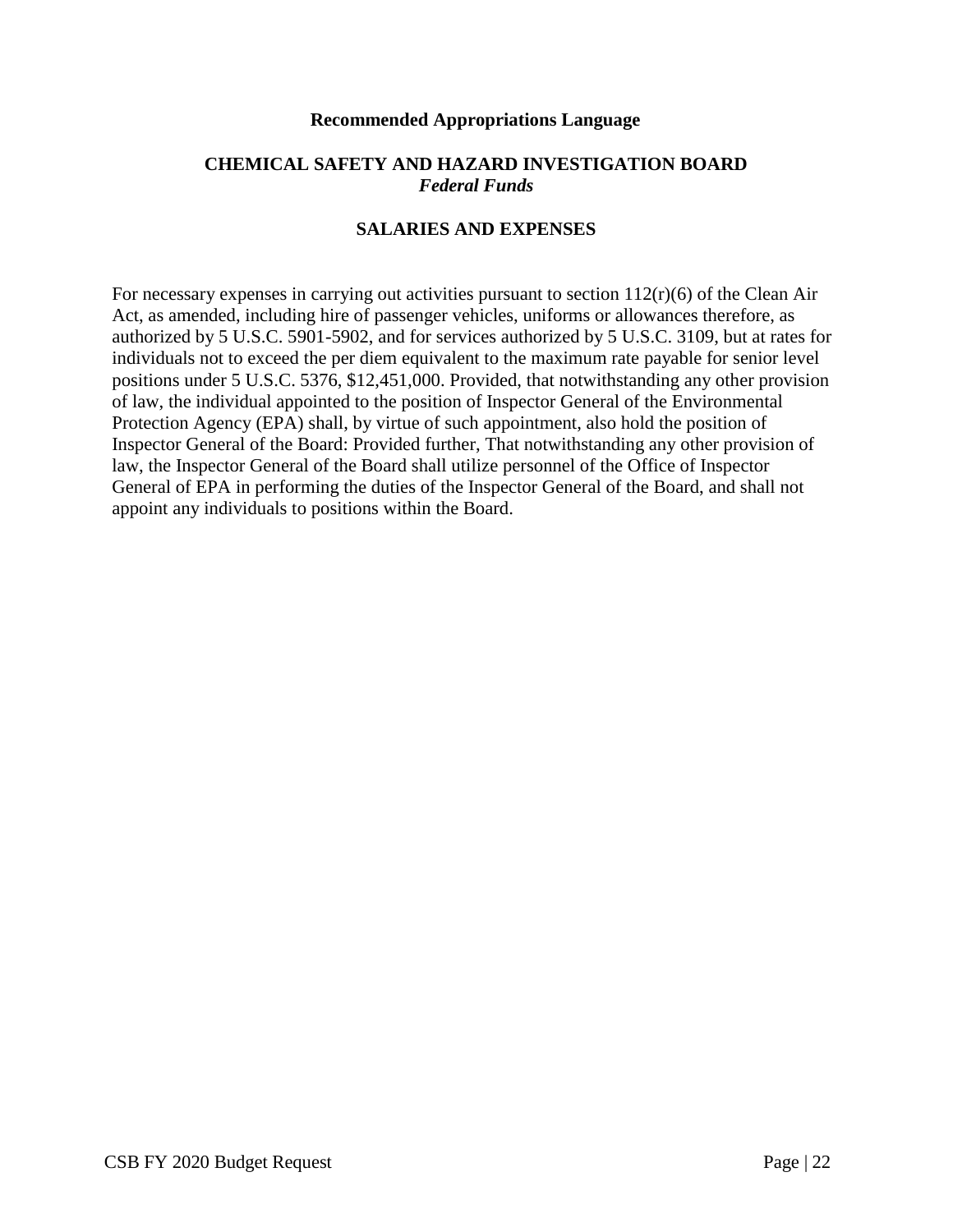## Recommended Appropriations Language

### CHEMICAL SAFETY AND HAZARD INVESTIGATION BOARD
*Federal Funds*

### SALARIES AND EXPENSES

For necessary expenses in carrying out activities pursuant to section 112(r)(6) of the Clean Air Act, as amended, including hire of passenger vehicles, uniforms or allowances therefore, as authorized by 5 U.S.C. 5901-5902, and for services authorized by 5 U.S.C. 3109, but at rates for individuals not to exceed the per diem equivalent to the maximum rate payable for senior level positions under 5 U.S.C. 5376, $12,451,000. Provided, that notwithstanding any other provision of law, the individual appointed to the position of Inspector General of the Environmental Protection Agency (EPA) shall, by virtue of such appointment, also hold the position of Inspector General of the Board: Provided further, That notwithstanding any other provision of law, the Inspector General of the Board shall utilize personnel of the Office of Inspector General of EPA in performing the duties of the Inspector General of the Board, and shall not appoint any individuals to positions within the Board.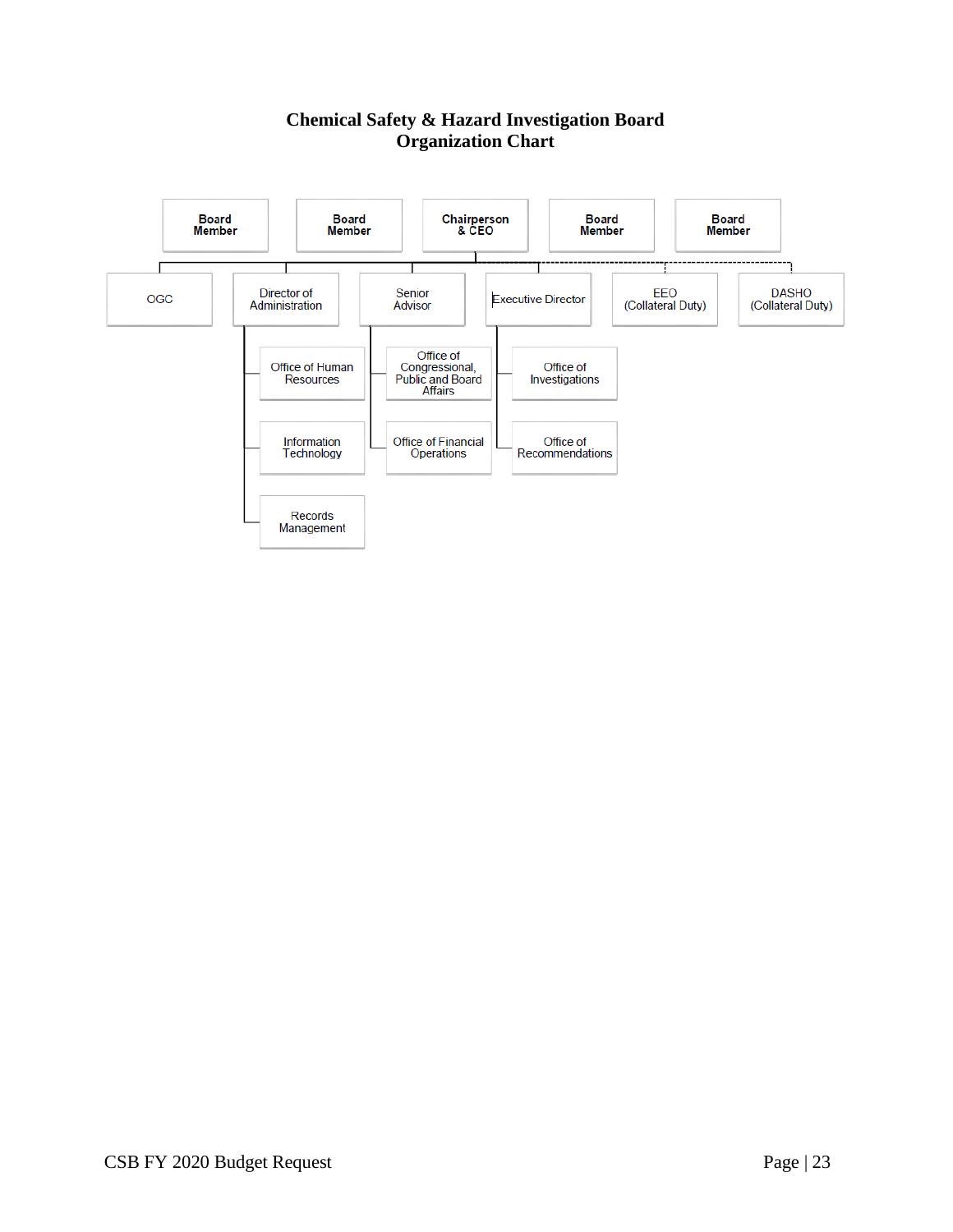# Chemical Safety & Hazard Investigation Board
# Organization Chart

Board Member

Board Member

Chairperson & CEO

Board Member

Board Member

OGC

Director of Administration

Senior Advisor

Executive Director

EEO (Collateral Duty)

DASHO (Collateral Duty)

Office of Human Resources

Information Technology

Records Management

Office of Congressional, Public and Board Affairs

Office of Financial Operations

Office of Investigations

Office of Recommendations